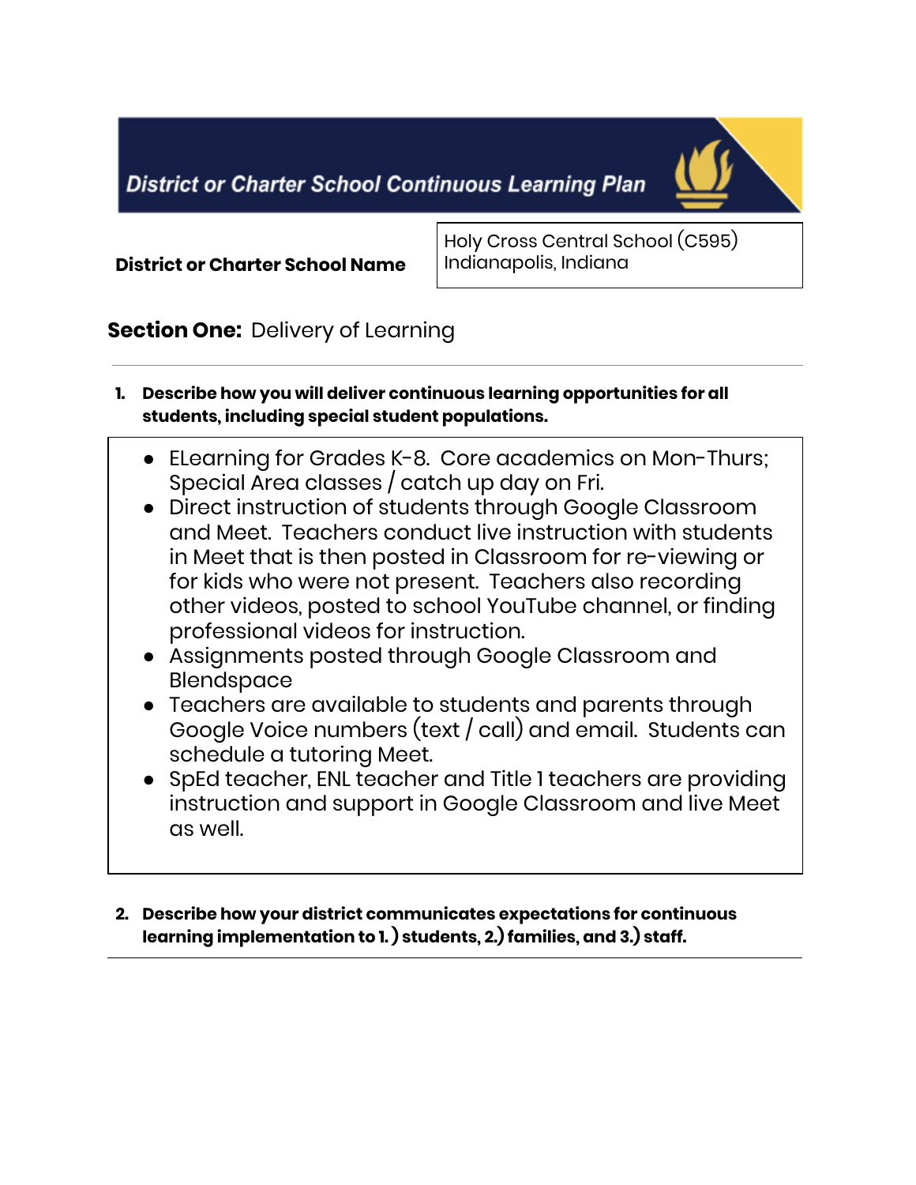# District or Charter School Continuous Learning Plan

| **District or Charter School Name** | Holy Cross Central School (C595)<br>Indianapolis, Indiana |
|---|---|

## **Section One:** Delivery of Learning

**1. Describe how you will deliver continuous learning opportunities for all students, including special student populations.**

- ELearning for Grades K-8. Core academics on Mon-Thurs; Special Area classes / catch up day on Fri.
- Direct instruction of students through Google Classroom and Meet. Teachers conduct live instruction with students in Meet that is then posted in Classroom for re-viewing or for kids who were not present. Teachers also recording other videos, posted to school YouTube channel, or finding professional videos for instruction.
- Assignments posted through Google Classroom and Blendspace
- Teachers are available to students and parents through Google Voice numbers (text / call) and email. Students can schedule a tutoring Meet.
- SpEd teacher, ENL teacher and Title 1 teachers are providing instruction and support in Google Classroom and live Meet as well.

**2. Describe how your district communicates expectations for continuous learning implementation to 1.) students, 2.) families, and 3.) staff.**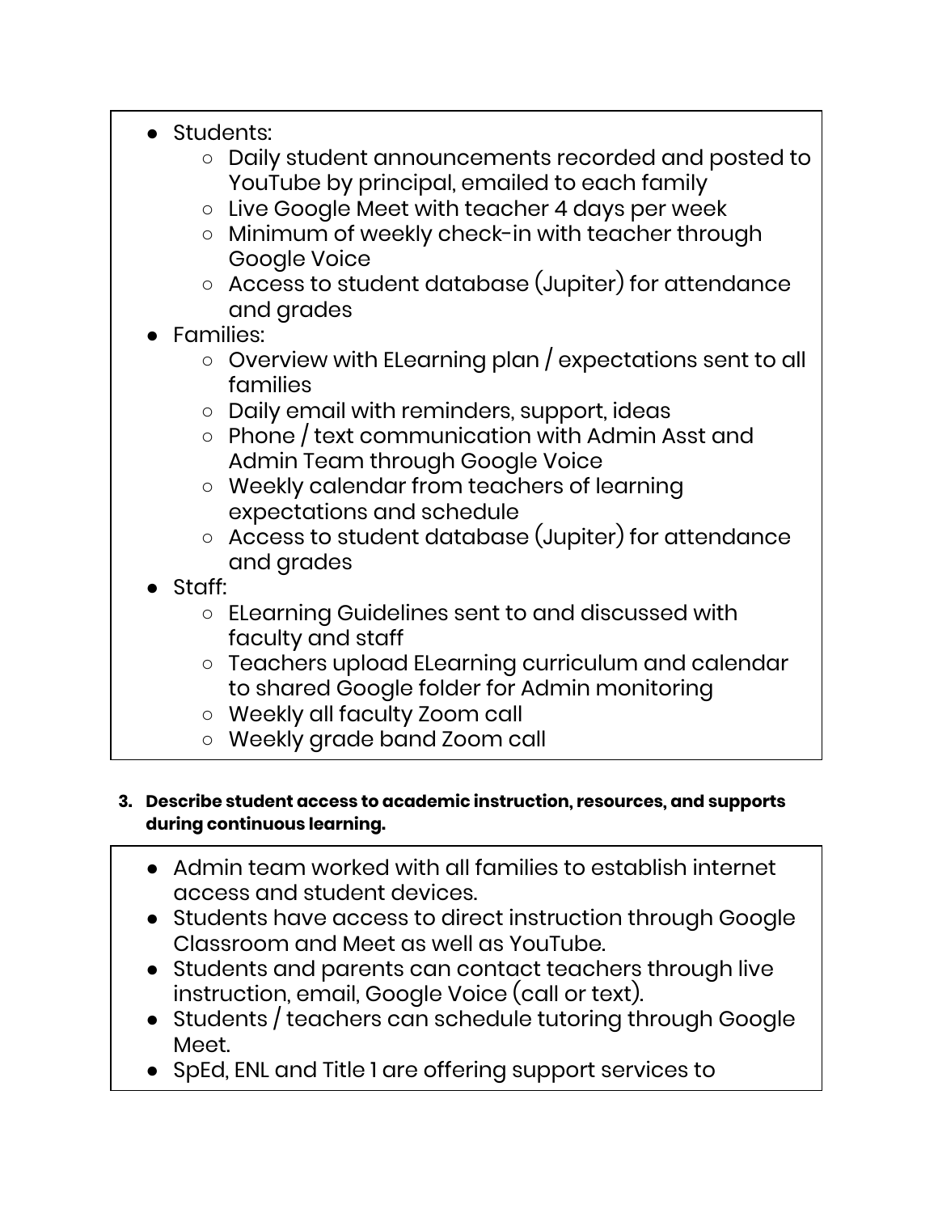- Students:
  - Daily student announcements recorded and posted to YouTube by principal, emailed to each family
  - Live Google Meet with teacher 4 days per week
  - Minimum of weekly check-in with teacher through Google Voice
  - Access to student database (Jupiter) for attendance and grades
- Families:
  - Overview with ELearning plan / expectations sent to all families
  - Daily email with reminders, support, ideas
  - Phone / text communication with Admin Asst and Admin Team through Google Voice
  - Weekly calendar from teachers of learning expectations and schedule
  - Access to student database (Jupiter) for attendance and grades
- Staff:
  - ELearning Guidelines sent to and discussed with faculty and staff
  - Teachers upload ELearning curriculum and calendar to shared Google folder for Admin monitoring
  - Weekly all faculty Zoom call
  - Weekly grade band Zoom call

3. **Describe student access to academic instruction, resources, and supports during continuous learning.**

- Admin team worked with all families to establish internet access and student devices.
- Students have access to direct instruction through Google Classroom and Meet as well as YouTube.
- Students and parents can contact teachers through live instruction, email, Google Voice (call or text).
- Students / teachers can schedule tutoring through Google Meet.
- SpEd, ENL and Title 1 are offering support services to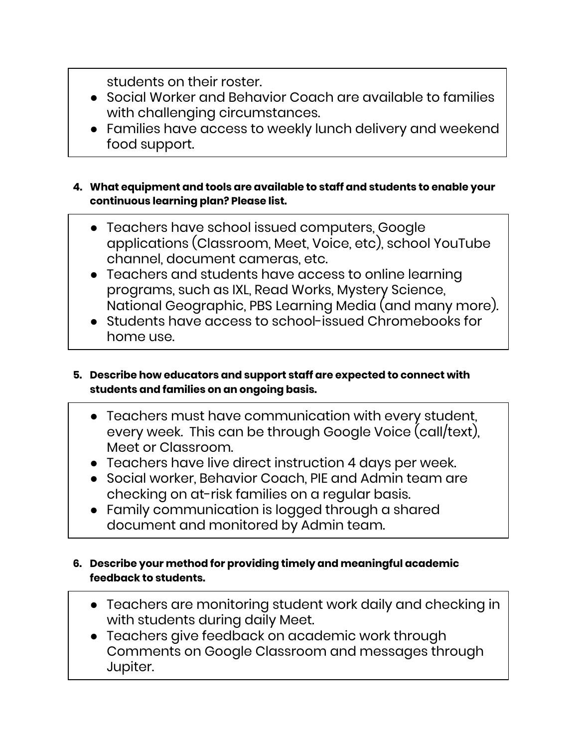students on their roster.
- Social Worker and Behavior Coach are available to families with challenging circumstances.
- Families have access to weekly lunch delivery and weekend food support.

4. **What equipment and tools are available to staff and students to enable your continuous learning plan? Please list.**

- Teachers have school issued computers, Google applications (Classroom, Meet, Voice, etc), school YouTube channel, document cameras, etc.
- Teachers and students have access to online learning programs, such as IXL, Read Works, Mystery Science, National Geographic, PBS Learning Media (and many more).
- Students have access to school-issued Chromebooks for home use.

5. **Describe how educators and support staff are expected to connect with students and families on an ongoing basis.**

- Teachers must have communication with every student, every week. This can be through Google Voice (call/text), Meet or Classroom.
- Teachers have live direct instruction 4 days per week.
- Social worker, Behavior Coach, PIE and Admin team are checking on at-risk families on a regular basis.
- Family communication is logged through a shared document and monitored by Admin team.

6. **Describe your method for providing timely and meaningful academic feedback to students.**

- Teachers are monitoring student work daily and checking in with students during daily Meet.
- Teachers give feedback on academic work through Comments on Google Classroom and messages through Jupiter.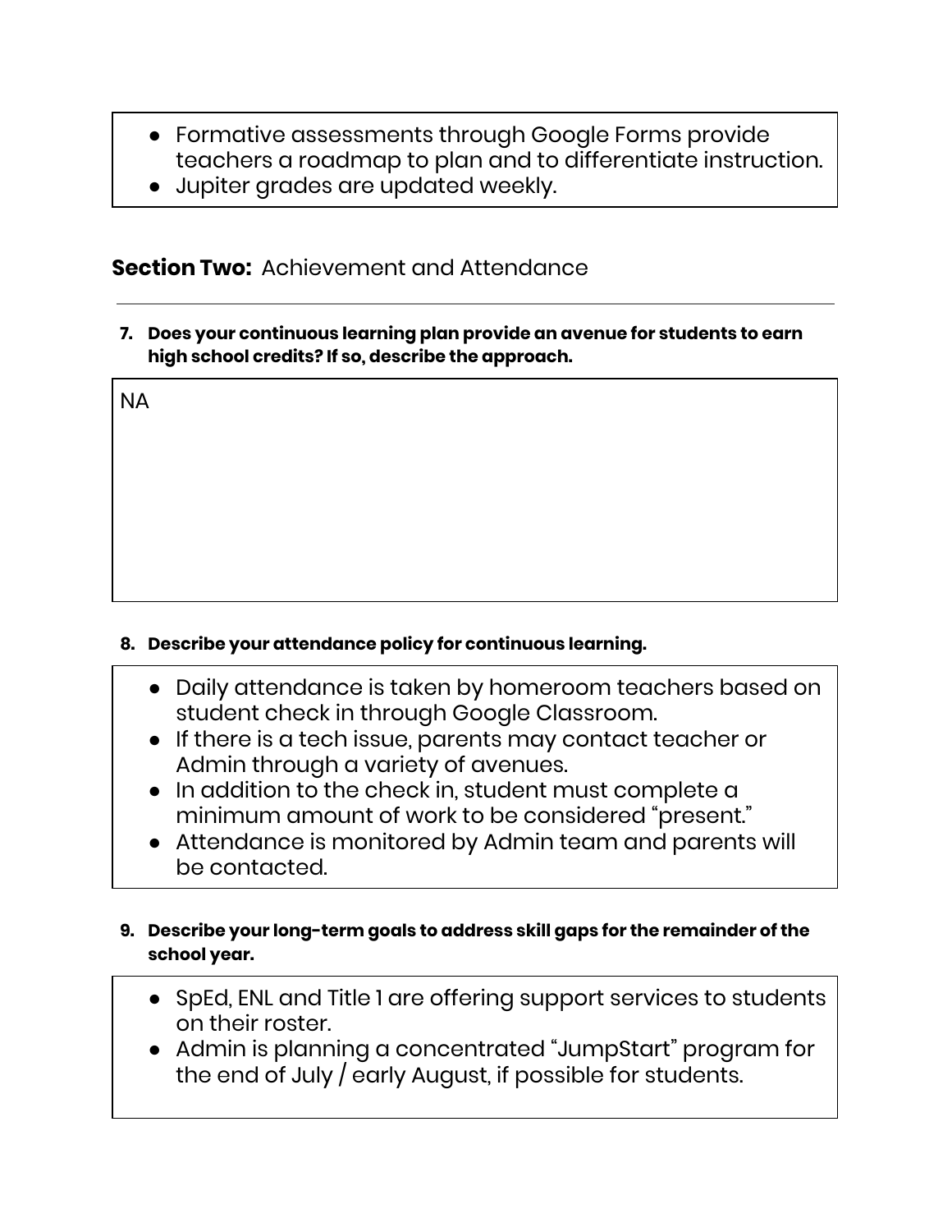- Formative assessments through Google Forms provide teachers a roadmap to plan and to differentiate instruction.
- Jupiter grades are updated weekly.

## **Section Two:** Achievement and Attendance

---

**7. Does your continuous learning plan provide an avenue for students to earn high school credits? If so, describe the approach.**

NA

**8. Describe your attendance policy for continuous learning.**

- Daily attendance is taken by homeroom teachers based on student check in through Google Classroom.
- If there is a tech issue, parents may contact teacher or Admin through a variety of avenues.
- In addition to the check in, student must complete a minimum amount of work to be considered "present."
- Attendance is monitored by Admin team and parents will be contacted.

**9. Describe your long-term goals to address skill gaps for the remainder of the school year.**

- SpEd, ENL and Title 1 are offering support services to students on their roster.
- Admin is planning a concentrated "JumpStart" program for the end of July / early August, if possible for students.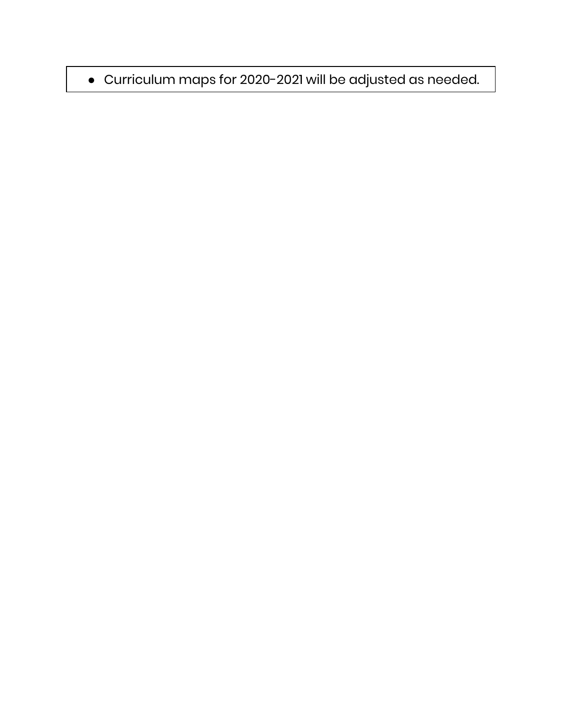- Curriculum maps for 2020-2021 will be adjusted as needed.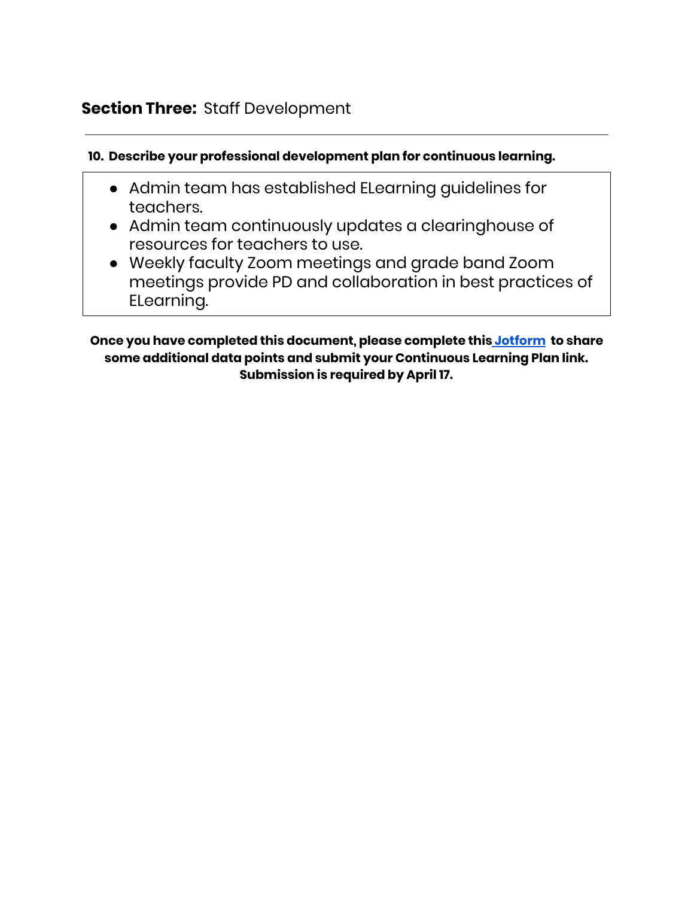## **Section Three:** Staff Development

---

**10. Describe your professional development plan for continuous learning.**

- Admin team has established ELearning guidelines for teachers.
- Admin team continuously updates a clearinghouse of resources for teachers to use.
- Weekly faculty Zoom meetings and grade band Zoom meetings provide PD and collaboration in best practices of ELearning.

**Once you have completed this document, please complete this Jotform to share some additional data points and submit your Continuous Learning Plan link. Submission is required by April 17.**